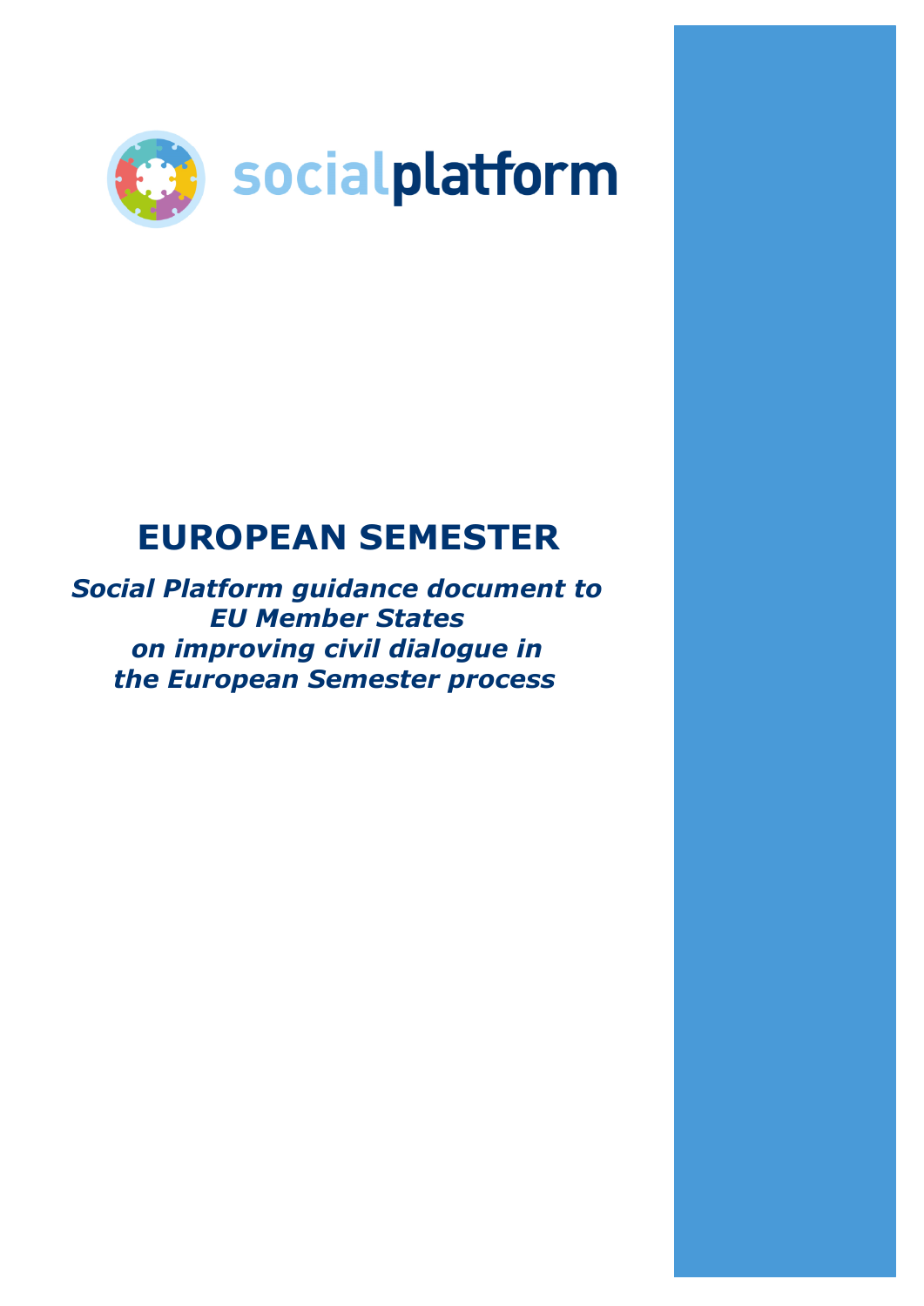socialplatform

# EUROPEAN SEMESTER

***Social Platform guidance document to EU Member States on improving civil dialogue in the European Semester process***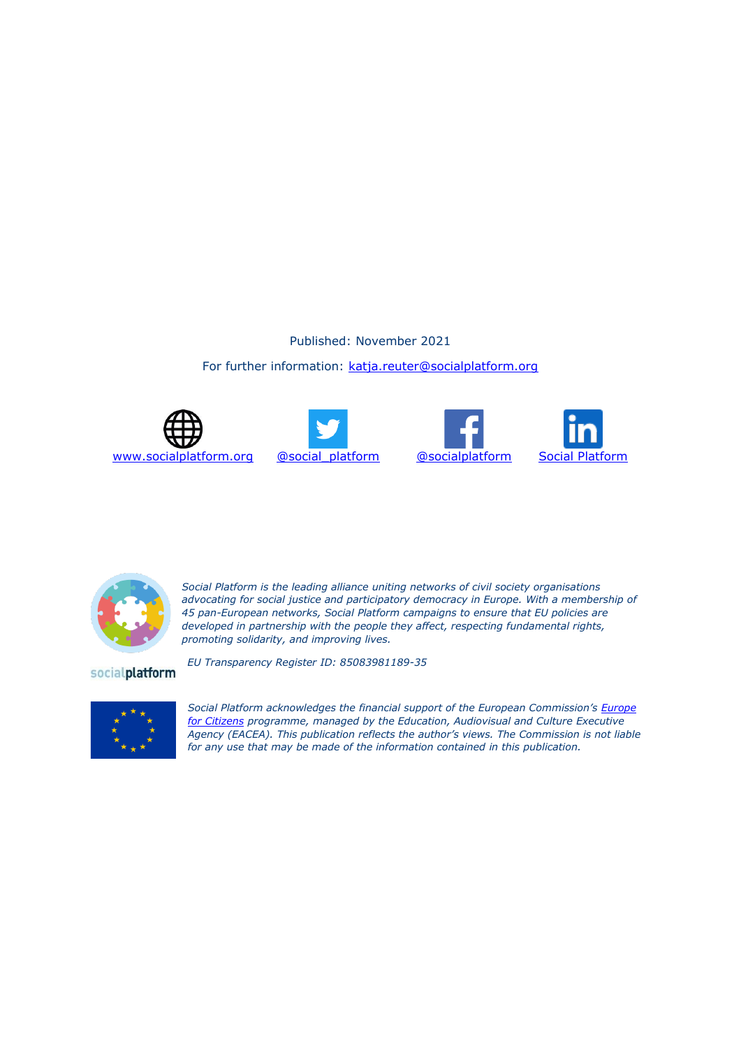Published: November 2021

For further information: [katja.reuter@socialplatform.org](mailto:katja.reuter@socialplatform.org)

[www.socialplatform.org](http://www.socialplatform.org) [@social_platform](https://twitter.com/social_platform) [@socialplatform](https://facebook.com/socialplatform) [Social Platform](https://linkedin.com)

*Social Platform is the leading alliance uniting networks of civil society organisations advocating for social justice and participatory democracy in Europe. With a membership of 45 pan-European networks, Social Platform campaigns to ensure that EU policies are developed in partnership with the people they affect, respecting fundamental rights, promoting solidarity, and improving lives.*

socialplatform

*EU Transparency Register ID: 85083981189-35*

*Social Platform acknowledges the financial support of the European Commission's [Europe for Citizens]() programme, managed by the Education, Audiovisual and Culture Executive Agency (EACEA). This publication reflects the author's views. The Commission is not liable for any use that may be made of the information contained in this publication.*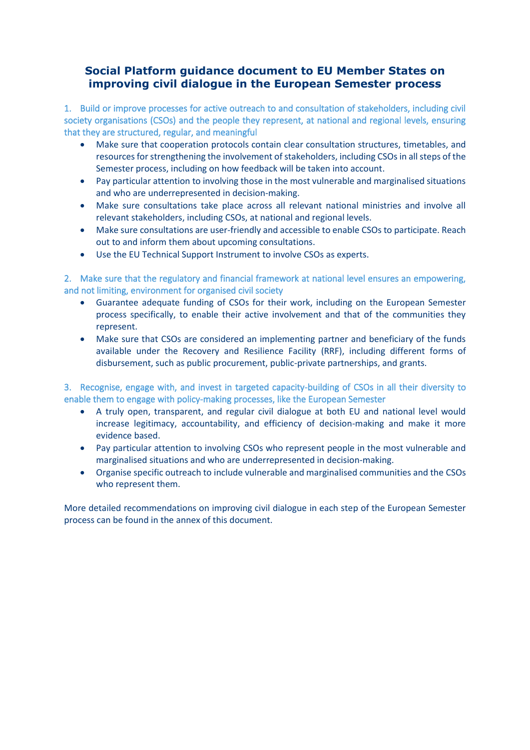# Social Platform guidance document to EU Member States on improving civil dialogue in the European Semester process

1. Build or improve processes for active outreach to and consultation of stakeholders, including civil society organisations (CSOs) and the people they represent, at national and regional levels, ensuring that they are structured, regular, and meaningful

- Make sure that cooperation protocols contain clear consultation structures, timetables, and resources for strengthening the involvement of stakeholders, including CSOs in all steps of the Semester process, including on how feedback will be taken into account.
- Pay particular attention to involving those in the most vulnerable and marginalised situations and who are underrepresented in decision-making.
- Make sure consultations take place across all relevant national ministries and involve all relevant stakeholders, including CSOs, at national and regional levels.
- Make sure consultations are user-friendly and accessible to enable CSOs to participate. Reach out to and inform them about upcoming consultations.
- Use the EU Technical Support Instrument to involve CSOs as experts.

2. Make sure that the regulatory and financial framework at national level ensures an empowering, and not limiting, environment for organised civil society

- Guarantee adequate funding of CSOs for their work, including on the European Semester process specifically, to enable their active involvement and that of the communities they represent.
- Make sure that CSOs are considered an implementing partner and beneficiary of the funds available under the Recovery and Resilience Facility (RRF), including different forms of disbursement, such as public procurement, public-private partnerships, and grants.

3. Recognise, engage with, and invest in targeted capacity-building of CSOs in all their diversity to enable them to engage with policy-making processes, like the European Semester

- A truly open, transparent, and regular civil dialogue at both EU and national level would increase legitimacy, accountability, and efficiency of decision-making and make it more evidence based.
- Pay particular attention to involving CSOs who represent people in the most vulnerable and marginalised situations and who are underrepresented in decision-making.
- Organise specific outreach to include vulnerable and marginalised communities and the CSOs who represent them.

More detailed recommendations on improving civil dialogue in each step of the European Semester process can be found in the annex of this document.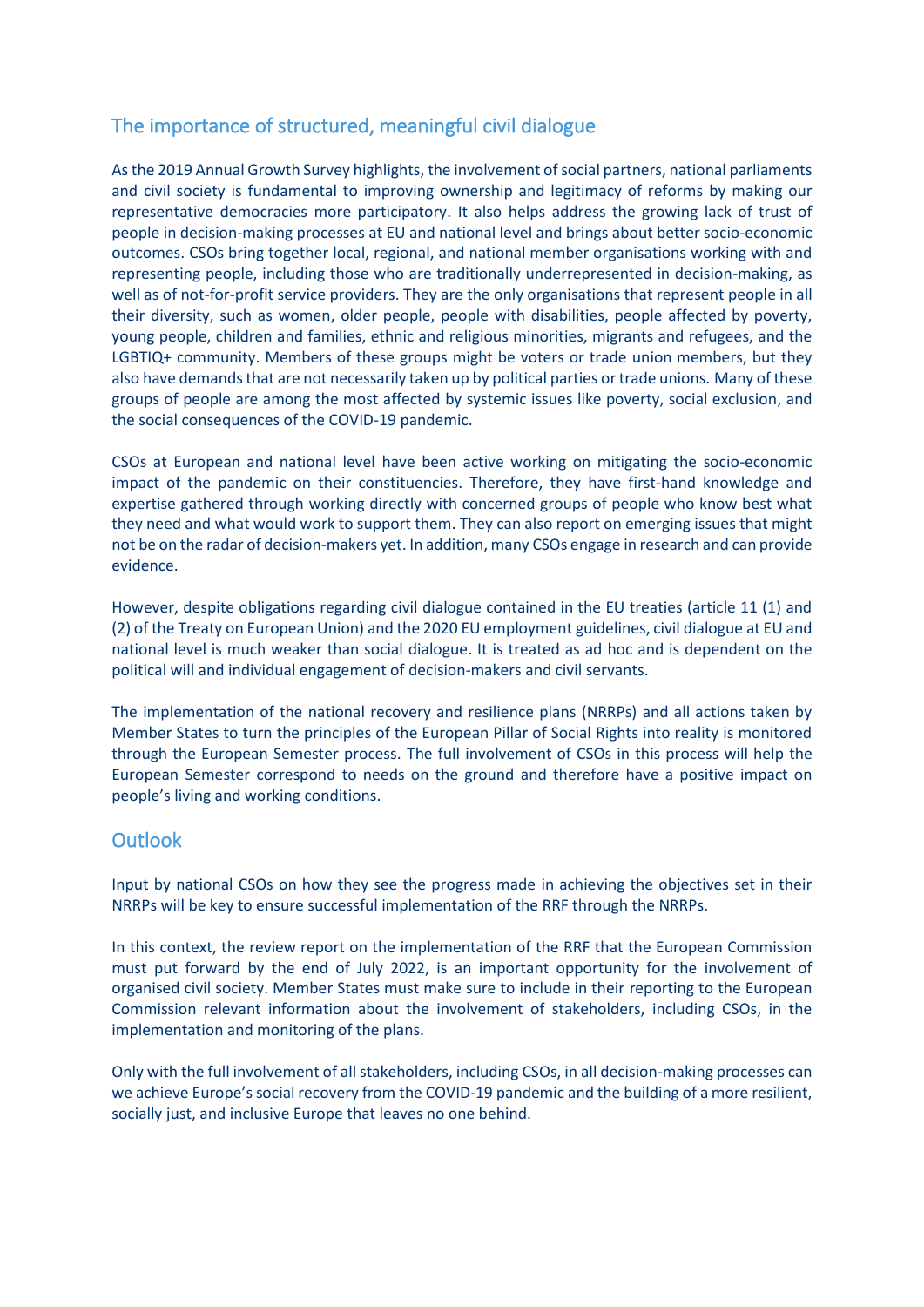## The importance of structured, meaningful civil dialogue

As the 2019 Annual Growth Survey highlights, the involvement of social partners, national parliaments and civil society is fundamental to improving ownership and legitimacy of reforms by making our representative democracies more participatory. It also helps address the growing lack of trust of people in decision-making processes at EU and national level and brings about better socio-economic outcomes. CSOs bring together local, regional, and national member organisations working with and representing people, including those who are traditionally underrepresented in decision-making, as well as of not-for-profit service providers. They are the only organisations that represent people in all their diversity, such as women, older people, people with disabilities, people affected by poverty, young people, children and families, ethnic and religious minorities, migrants and refugees, and the LGBTIQ+ community. Members of these groups might be voters or trade union members, but they also have demands that are not necessarily taken up by political parties or trade unions. Many of these groups of people are among the most affected by systemic issues like poverty, social exclusion, and the social consequences of the COVID-19 pandemic.

CSOs at European and national level have been active working on mitigating the socio-economic impact of the pandemic on their constituencies. Therefore, they have first-hand knowledge and expertise gathered through working directly with concerned groups of people who know best what they need and what would work to support them. They can also report on emerging issues that might not be on the radar of decision-makers yet. In addition, many CSOs engage in research and can provide evidence.

However, despite obligations regarding civil dialogue contained in the EU treaties (article 11 (1) and (2) of the Treaty on European Union) and the 2020 EU employment guidelines, civil dialogue at EU and national level is much weaker than social dialogue. It is treated as ad hoc and is dependent on the political will and individual engagement of decision-makers and civil servants.

The implementation of the national recovery and resilience plans (NRRPs) and all actions taken by Member States to turn the principles of the European Pillar of Social Rights into reality is monitored through the European Semester process. The full involvement of CSOs in this process will help the European Semester correspond to needs on the ground and therefore have a positive impact on people's living and working conditions.

## Outlook

Input by national CSOs on how they see the progress made in achieving the objectives set in their NRRPs will be key to ensure successful implementation of the RRF through the NRRPs.

In this context, the review report on the implementation of the RRF that the European Commission must put forward by the end of July 2022, is an important opportunity for the involvement of organised civil society. Member States must make sure to include in their reporting to the European Commission relevant information about the involvement of stakeholders, including CSOs, in the implementation and monitoring of the plans.

Only with the full involvement of all stakeholders, including CSOs, in all decision-making processes can we achieve Europe's social recovery from the COVID-19 pandemic and the building of a more resilient, socially just, and inclusive Europe that leaves no one behind.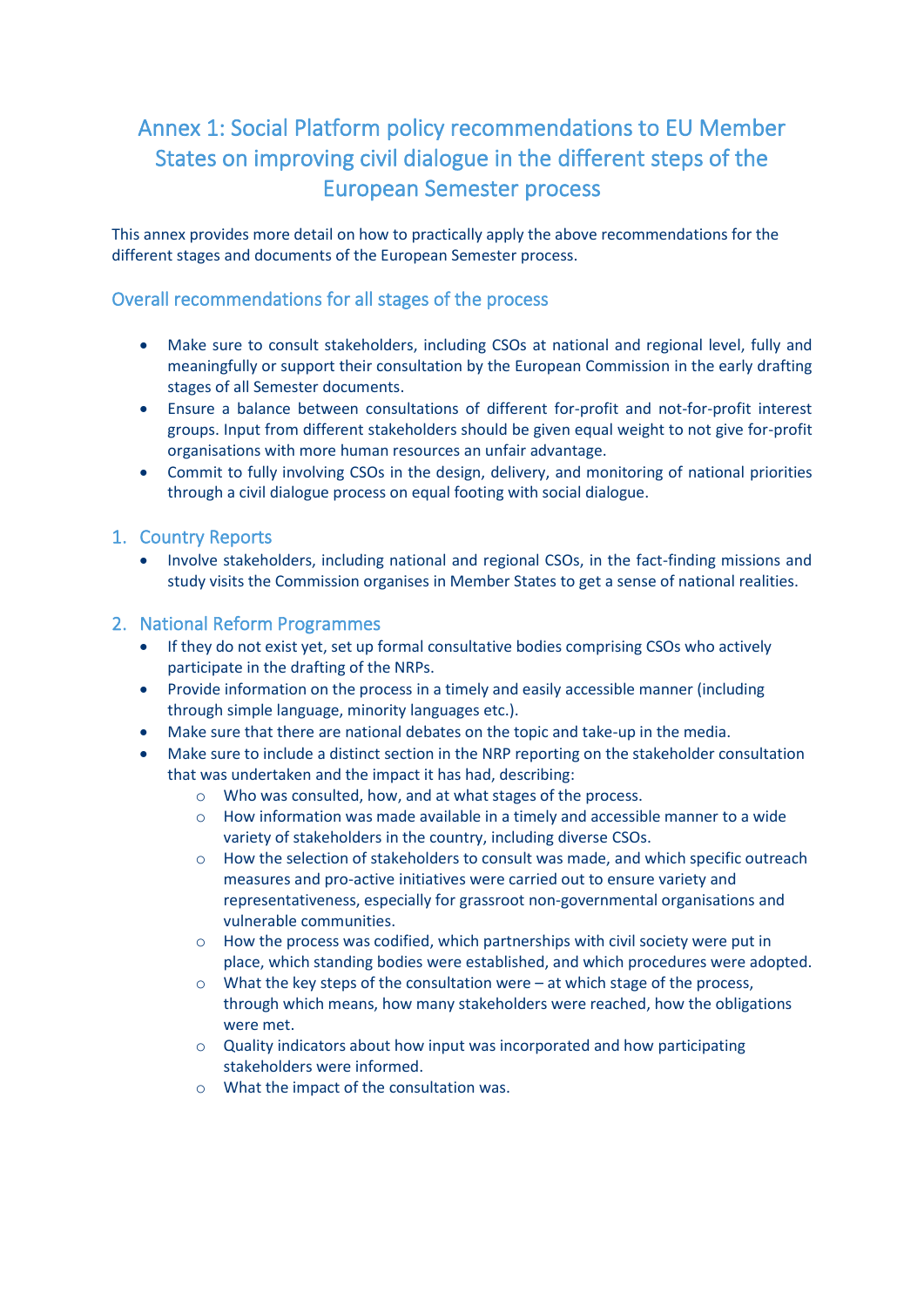# Annex 1: Social Platform policy recommendations to EU Member States on improving civil dialogue in the different steps of the European Semester process

This annex provides more detail on how to practically apply the above recommendations for the different stages and documents of the European Semester process.

## Overall recommendations for all stages of the process

- Make sure to consult stakeholders, including CSOs at national and regional level, fully and meaningfully or support their consultation by the European Commission in the early drafting stages of all Semester documents.
- Ensure a balance between consultations of different for-profit and not-for-profit interest groups. Input from different stakeholders should be given equal weight to not give for-profit organisations with more human resources an unfair advantage.
- Commit to fully involving CSOs in the design, delivery, and monitoring of national priorities through a civil dialogue process on equal footing with social dialogue.

## 1. Country Reports

- Involve stakeholders, including national and regional CSOs, in the fact-finding missions and study visits the Commission organises in Member States to get a sense of national realities.

## 2. National Reform Programmes

- If they do not exist yet, set up formal consultative bodies comprising CSOs who actively participate in the drafting of the NRPs.
- Provide information on the process in a timely and easily accessible manner (including through simple language, minority languages etc.).
- Make sure that there are national debates on the topic and take-up in the media.
- Make sure to include a distinct section in the NRP reporting on the stakeholder consultation that was undertaken and the impact it has had, describing:
  - Who was consulted, how, and at what stages of the process.
  - How information was made available in a timely and accessible manner to a wide variety of stakeholders in the country, including diverse CSOs.
  - How the selection of stakeholders to consult was made, and which specific outreach measures and pro-active initiatives were carried out to ensure variety and representativeness, especially for grassroot non-governmental organisations and vulnerable communities.
  - How the process was codified, which partnerships with civil society were put in place, which standing bodies were established, and which procedures were adopted.
  - What the key steps of the consultation were – at which stage of the process, through which means, how many stakeholders were reached, how the obligations were met.
  - Quality indicators about how input was incorporated and how participating stakeholders were informed.
  - What the impact of the consultation was.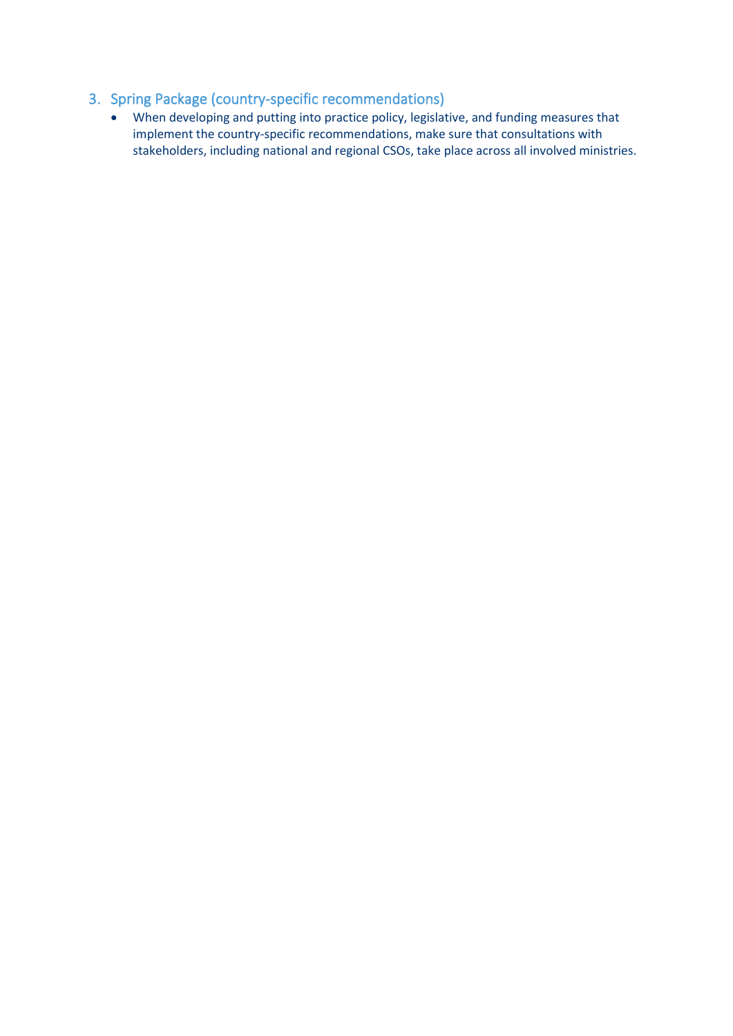## 3. Spring Package (country-specific recommendations)

- When developing and putting into practice policy, legislative, and funding measures that implement the country-specific recommendations, make sure that consultations with stakeholders, including national and regional CSOs, take place across all involved ministries.